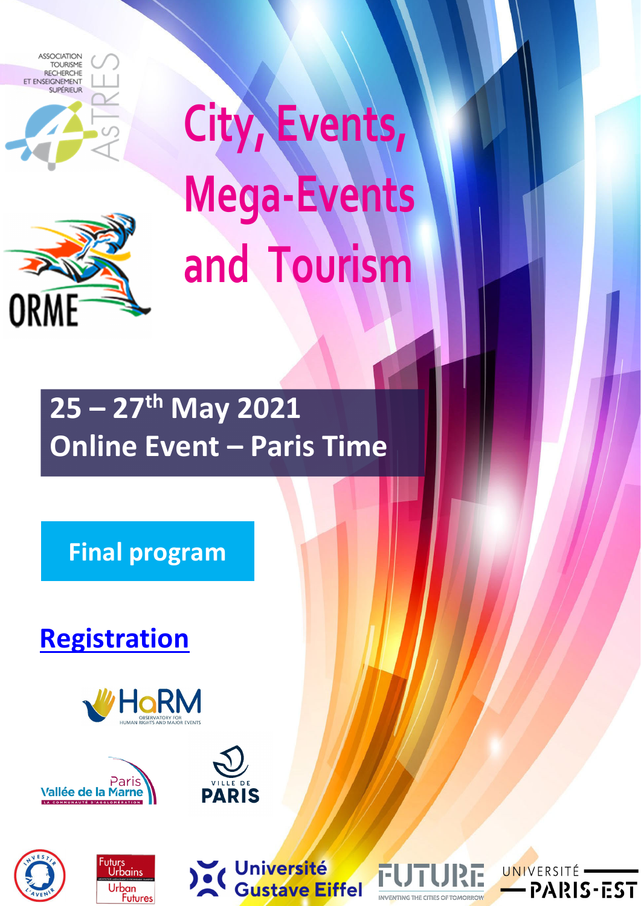ASSOCIATION TOURISME RECHERCHE ET ENSEIGNEMENT SUPÉRIEUR

ASTRES

ORME

# City, Events, Mega-Events and Tourism

**25 – 27th May 2021**
**Online Event – Paris Time**

**Final program**

**Registration**

HaRM – Observatory for Human Rights and Major Events

Paris Vallée de la Marne – La communauté d'agglomération

Ville de Paris

Investir l'avenir

Futurs Urbains – Urban Futures

Université Gustave Eiffel

FUTURE – Inventing the cities of tomorrow

Université Paris-Est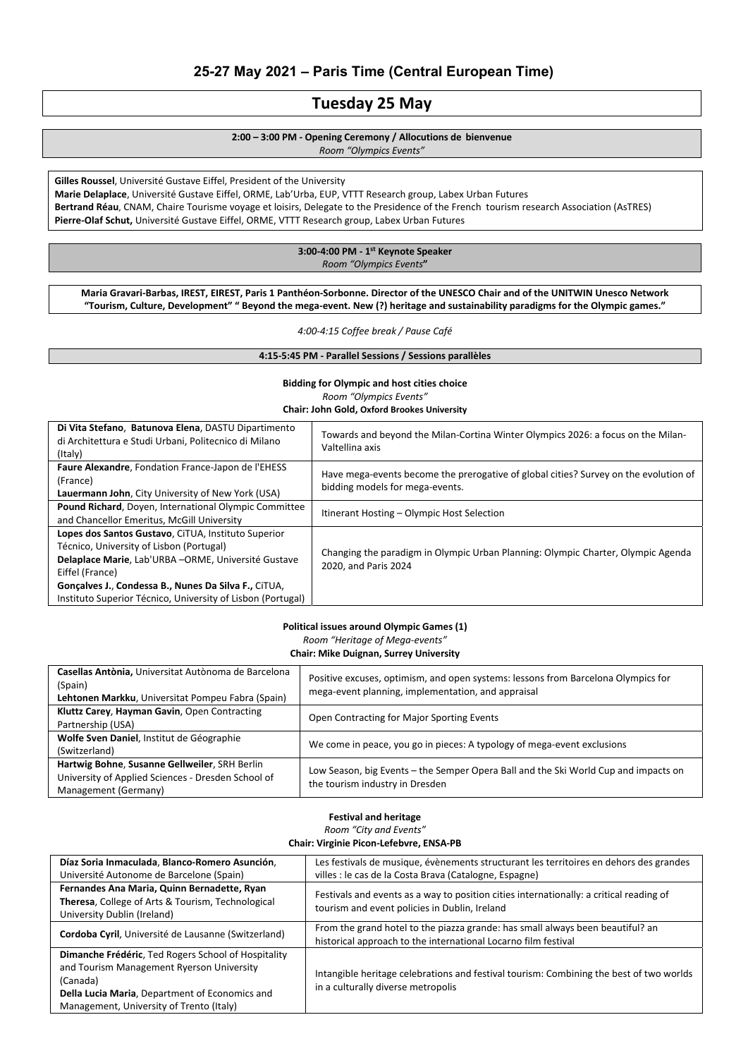## 25-27 May 2021 – Paris Time (Central European Time)

# Tuesday 25 May

**2:00 – 3:00 PM - Opening Ceremony / Allocutions de bienvenue**
*Room "Olympics Events"*

**Gilles Roussel**, Université Gustave Eiffel, President of the University
**Marie Delaplace**, Université Gustave Eiffel, ORME, Lab'Urba, EUP, VTTT Research group, Labex Urban Futures
**Bertrand Réau**, CNAM, Chaire Tourisme voyage et loisirs, Delegate to the Presidence of the French tourism research Association (AsTRES)
**Pierre-Olaf Schut,** Université Gustave Eiffel, ORME, VTTT Research group, Labex Urban Futures

**3:00-4:00 PM - 1st Keynote Speaker**
*Room "Olympics Events"*

**Maria Gravari-Barbas, IREST, EIREST, Paris 1 Panthéon-Sorbonne. Director of the UNESCO Chair and of the UNITWIN Unesco Network "Tourism, Culture, Development" " Beyond the mega-event. New (?) heritage and sustainability paradigms for the Olympic games."**

*4:00-4:15 Coffee break / Pause Café*

**4:15-5:45 PM - Parallel Sessions / Sessions parallèles**

### Bidding for Olympic and host cities choice
*Room "Olympics Events"*
**Chair: John Gold, Oxford Brookes University**

| Authors | Title |
|---|---|
| **Di Vita Stefano**, **Batunova Elena**, DASTU Dipartimento di Architettura e Studi Urbani, Politecnico di Milano (Italy) | Towards and beyond the Milan-Cortina Winter Olympics 2026: a focus on the Milan-Valtellina axis |
| **Faure Alexandre**, Fondation France-Japon de l'EHESS (France)<br>**Lauermann John**, City University of New York (USA) | Have mega-events become the prerogative of global cities? Survey on the evolution of bidding models for mega-events. |
| **Pound Richard**, Doyen, International Olympic Committee and Chancellor Emeritus, McGill University | Itinerant Hosting – Olympic Host Selection |
| **Lopes dos Santos Gustavo**, CiTUA, Instituto Superior Técnico, University of Lisbon (Portugal)<br>**Delaplace Marie**, Lab'URBA –ORME, Université Gustave Eiffel (France)<br>**Gonçalves J.**, **Condessa B.**, **Nunes Da Silva F.**, CiTUA, Instituto Superior Técnico, University of Lisbon (Portugal) | Changing the paradigm in Olympic Urban Planning: Olympic Charter, Olympic Agenda 2020, and Paris 2024 |

### Political issues around Olympic Games (1)
*Room "Heritage of Mega-events"*
**Chair: Mike Duignan, Surrey University**

| Authors | Title |
|---|---|
| **Casellas Antònia,** Universitat Autònoma de Barcelona (Spain)<br>**Lehtonen Markku**, Universitat Pompeu Fabra (Spain) | Positive excuses, optimism, and open systems: lessons from Barcelona Olympics for mega-event planning, implementation, and appraisal |
| **Kluttz Carey**, **Hayman Gavin**, Open Contracting Partnership (USA) | Open Contracting for Major Sporting Events |
| **Wolfe Sven Daniel**, Institut de Géographie (Switzerland) | We come in peace, you go in pieces: A typology of mega-event exclusions |
| **Hartwig Bohne**, **Susanne Gellweiler**, SRH Berlin University of Applied Sciences - Dresden School of Management (Germany) | Low Season, big Events – the Semper Opera Ball and the Ski World Cup and impacts on the tourism industry in Dresden |

### Festival and heritage
*Room "City and Events"*
**Chair: Virginie Picon-Lefebvre, ENSA-PB**

| Authors | Title |
|---|---|
| **Díaz Soria Inmaculada**, **Blanco-Romero Asunción**, Université Autonome de Barcelone (Spain) | Les festivals de musique, évènements structurant les territoires en dehors des grandes villes : le cas de la Costa Brava (Catalogne, Espagne) |
| **Fernandes Ana Maria, Quinn Bernadette, Ryan Theresa**, College of Arts & Tourism, Technological University Dublin (Ireland) | Festivals and events as a way to position cities internationally: a critical reading of tourism and event policies in Dublin, Ireland |
| **Cordoba Cyril**, Université de Lausanne (Switzerland) | From the grand hotel to the piazza grande: has small always been beautiful? an historical approach to the international Locarno film festival |
| **Dimanche Frédéric**, Ted Rogers School of Hospitality and Tourism Management Ryerson University (Canada)<br>**Della Lucia Maria**, Department of Economics and Management, University of Trento (Italy) | Intangible heritage celebrations and festival tourism: Combining the best of two worlds in a culturally diverse metropolis |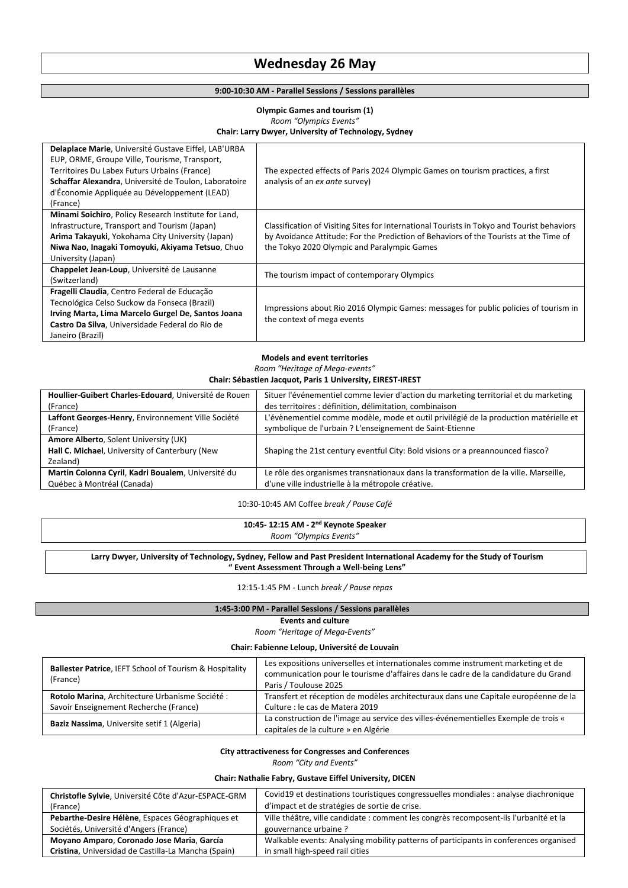# Wednesday 26 May

## 9:00-10:30 AM - Parallel Sessions / Sessions parallèles

**Olympic Games and tourism (1)**
*Room "Olympics Events"*
**Chair: Larry Dwyer, University of Technology, Sydney**

| Authors | Title |
|---|---|
| **Delaplace Marie**, Université Gustave Eiffel, LAB'URBA EUP, ORME, Groupe Ville, Tourisme, Transport, Territoires Du Labex Futurs Urbains (France) **Schaffar Alexandra**, Université de Toulon, Laboratoire d'Économie Appliquée au Développement (LEAD) (France) | The expected effects of Paris 2024 Olympic Games on tourism practices, a first analysis of an *ex ante* survey) |
| **Minami Soichiro**, Policy Research Institute for Land, Infrastructure, Transport and Tourism (Japan) **Arima Takayuki**, Yokohama City University (Japan) **Niwa Nao, Inagaki Tomoyuki, Akiyama Tetsuo**, Chuo University (Japan) | Classification of Visiting Sites for International Tourists in Tokyo and Tourist behaviors by Avoidance Attitude: For the Prediction of Behaviors of the Tourists at the Time of the Tokyo 2020 Olympic and Paralympic Games |
| **Chappelet Jean-Loup**, Université de Lausanne (Switzerland) | The tourism impact of contemporary Olympics |
| **Fragelli Claudia**, Centro Federal de Educação Tecnológica Celso Suckow da Fonseca (Brazil) **Irving Marta, Lima Marcelo Gurgel De, Santos Joana Castro Da Silva**, Universidade Federal do Rio de Janeiro (Brazil) | Impressions about Rio 2016 Olympic Games: messages for public policies of tourism in the context of mega events |

**Models and event territories**
*Room "Heritage of Mega-events"*
**Chair: Sébastien Jacquot, Paris 1 University, EIREST-IREST**

| Authors | Title |
|---|---|
| **Houllier-Guibert Charles-Edouard**, Université de Rouen (France) | Situer l'événementiel comme levier d'action du marketing territorial et du marketing des territoires : définition, délimitation, combinaison |
| **Laffont Georges-Henry**, Environnement Ville Société (France) | L'évènementiel comme modèle, mode et outil privilégié de la production matérielle et symbolique de l'urbain ? L'enseignement de Saint-Etienne |
| **Amore Alberto**, Solent University (UK) **Hall C. Michael**, University of Canterbury (New Zealand) | Shaping the 21st century eventful City: Bold visions or a preannounced fiasco? |
| **Martin Colonna Cyril**, **Kadri Boualem**, Université du Québec à Montréal (Canada) | Le rôle des organismes transnationaux dans la transformation de la ville. Marseille, d'une ville industrielle à la métropole créative. |

10:30-10:45 AM Coffee *break / Pause Café*

## 10:45- 12:15 AM - 2nd Keynote Speaker

*Room "Olympics Events"*

**Larry Dwyer, University of Technology, Sydney, Fellow and Past President International Academy for the Study of Tourism**
**" Event Assessment Through a Well-being Lens"**

12:15-1:45 PM - Lunch *break / Pause repas*

## 1:45-3:00 PM - Parallel Sessions / Sessions parallèles

**Events and culture**
*Room "Heritage of Mega-Events"*
**Chair: Fabienne Leloup, Université de Louvain**

| Authors | Title |
|---|---|
| **Ballester Patrice**, IEFT School of Tourism & Hospitality (France) | Les expositions universelles et internationales comme instrument marketing et de communication pour le tourisme d'affaires dans le cadre de la candidature du Grand Paris / Toulouse 2025 |
| **Rotolo Marina**, Architecture Urbanisme Société : Savoir Enseignement Recherche (France) | Transfert et réception de modèles architecturaux dans une Capitale européenne de la Culture : le cas de Matera 2019 |
| **Baziz Nassima**, Universite setif 1 (Algeria) | La construction de l'image au service des villes-événementielles Exemple de trois « capitales de la culture » en Algérie |

**City attractiveness for Congresses and Conferences**
*Room "City and Events"*
**Chair: Nathalie Fabry, Gustave Eiffel University, DICEN**

| Authors | Title |
|---|---|
| **Christofle Sylvie**, Université Côte d'Azur-ESPACE-GRM (France) | Covid19 et destinations touristiques congressuelles mondiales : analyse diachronique d'impact et de stratégies de sortie de crise. |
| **Pebarthe-Desire Hélène**, Espaces Géographiques et Sociétés, Université d'Angers (France) | Ville théâtre, ville candidate : comment les congrès recomposent-ils l'urbanité et la gouvernance urbaine ? |
| **Moyano Amparo**, **Coronado Jose Maria**, **García Cristina**, Universidad de Castilla-La Mancha (Spain) | Walkable events: Analysing mobility patterns of participants in conferences organised in small high-speed rail cities |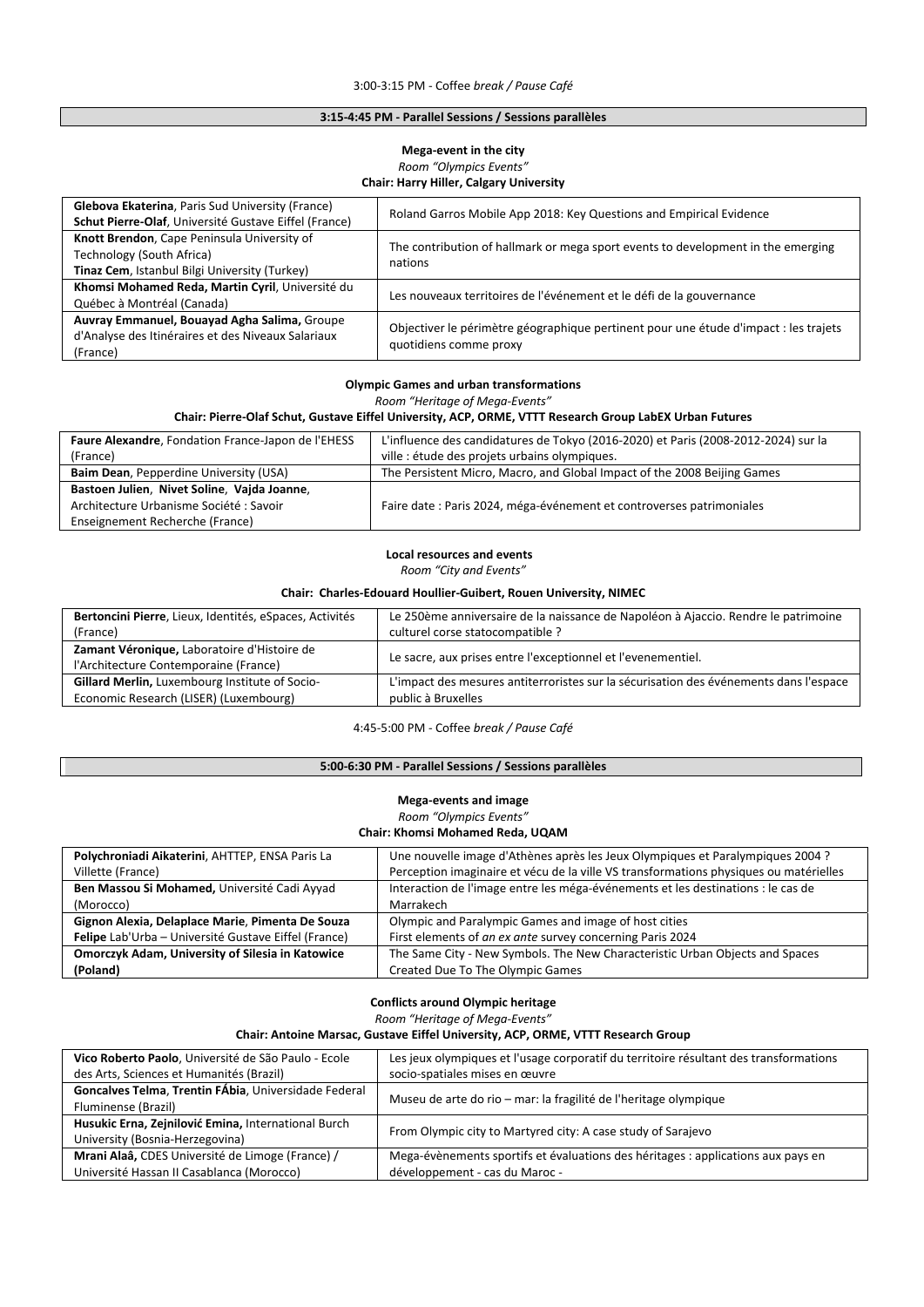3:00-3:15 PM - Coffee *break / Pause Café*

## 3:15-4:45 PM - Parallel Sessions / Sessions parallèles

### Mega-event in the city

*Room "Olympics Events"*

**Chair: Harry Hiller, Calgary University**

| | |
|---|---|
| **Glebova Ekaterina**, Paris Sud University (France) **Schut Pierre-Olaf**, Université Gustave Eiffel (France) | Roland Garros Mobile App 2018: Key Questions and Empirical Evidence |
| **Knott Brendon**, Cape Peninsula University of Technology (South Africa) **Tinaz Cem**, Istanbul Bilgi University (Turkey) | The contribution of hallmark or mega sport events to development in the emerging nations |
| **Khomsi Mohamed Reda, Martin Cyril**, Université du Québec à Montréal (Canada) | Les nouveaux territoires de l'événement et le défi de la gouvernance |
| **Auvray Emmanuel, Bouayad Agha Salima,** Groupe d'Analyse des Itinéraires et des Niveaux Salariaux (France) | Objectiver le périmètre géographique pertinent pour une étude d'impact : les trajets quotidiens comme proxy |

### Olympic Games and urban transformations

*Room "Heritage of Mega-Events"*

**Chair: Pierre-Olaf Schut, Gustave Eiffel University, ACP, ORME, VTTT Research Group LabEX Urban Futures**

| | |
|---|---|
| **Faure Alexandre**, Fondation France-Japon de l'EHESS (France) | L'influence des candidatures de Tokyo (2016-2020) et Paris (2008-2012-2024) sur la ville : étude des projets urbains olympiques. |
| **Baim Dean**, Pepperdine University (USA) | The Persistent Micro, Macro, and Global Impact of the 2008 Beijing Games |
| **Bastoen Julien**, **Nivet Soline**, **Vajda Joanne**, Architecture Urbanisme Société : Savoir Enseignement Recherche (France) | Faire date : Paris 2024, méga-événement et controverses patrimoniales |

### Local resources and events

*Room "City and Events"*

**Chair: Charles-Edouard Houllier-Guibert, Rouen University, NIMEC**

| | |
|---|---|
| **Bertoncini Pierre**, Lieux, Identités, eSpaces, Activités (France) | Le 250ème anniversaire de la naissance de Napoléon à Ajaccio. Rendre le patrimoine culturel corse statocompatible ? |
| **Zamant Véronique,** Laboratoire d'Histoire de l'Architecture Contemporaine (France) | Le sacre, aux prises entre l'exceptionnel et l'evenementiel. |
| **Gillard Merlin,** Luxembourg Institute of Socio-Economic Research (LISER) (Luxembourg) | L'impact des mesures antiterroristes sur la sécurisation des événements dans l'espace public à Bruxelles |

4:45-5:00 PM - Coffee *break / Pause Café*

## 5:00-6:30 PM - Parallel Sessions / Sessions parallèles

### Mega-events and image

*Room "Olympics Events"*

**Chair: Khomsi Mohamed Reda, UQAM**

| | |
|---|---|
| **Polychroniadi Aikaterini**, AHTTEP, ENSA Paris La Villette (France) | Une nouvelle image d'Athènes après les Jeux Olympiques et Paralympiques 2004 ? Perception imaginaire et vécu de la ville VS transformations physiques ou matérielles |
| **Ben Massou Si Mohamed,** Université Cadi Ayyad (Morocco) | Interaction de l'image entre les méga-événements et les destinations : le cas de Marrakech |
| **Gignon Alexia, Delaplace Marie**, **Pimenta De Souza Felipe** Lab'Urba – Université Gustave Eiffel (France) | Olympic and Paralympic Games and image of host cities First elements of *an ex ante* survey concerning Paris 2024 |
| **Omorczyk Adam, University of Silesia in Katowice (Poland)** | The Same City - New Symbols. The New Characteristic Urban Objects and Spaces Created Due To The Olympic Games |

### Conflicts around Olympic heritage

*Room "Heritage of Mega-Events"*

**Chair: Antoine Marsac, Gustave Eiffel University, ACP, ORME, VTTT Research Group**

| | |
|---|---|
| **Vico Roberto Paolo**, Université de São Paulo - Ecole des Arts, Sciences et Humanités (Brazil) | Les jeux olympiques et l'usage corporatif du territoire résultant des transformations socio-spatiales mises en œuvre |
| **Goncalves Telma**, **Trentin FÁbia**, Universidade Federal Fluminense (Brazil) | Museu de arte do rio – mar: la fragilité de l'heritage olympique |
| **Husukic Erna, Zejnilović Emina,** International Burch University (Bosnia-Herzegovina) | From Olympic city to Martyred city: A case study of Sarajevo |
| **Mrani Alaâ,** CDES Université de Limoge (France) / Université Hassan II Casablanca (Morocco) | Mega-évènements sportifs et évaluations des héritages : applications aux pays en développement - cas du Maroc - |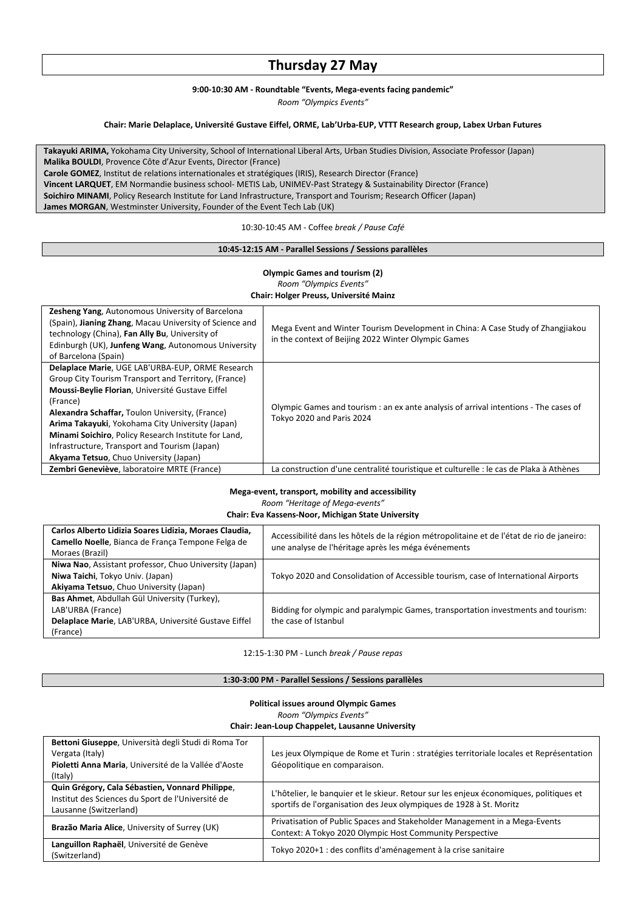# Thursday 27 May

**9:00-10:30 AM - Roundtable "Events, Mega-events facing pandemic"**

*Room "Olympics Events"*

**Chair: Marie Delaplace, Université Gustave Eiffel, ORME, Lab'Urba-EUP, VTTT Research group, Labex Urban Futures**

**Takayuki ARIMA,** Yokohama City University, School of International Liberal Arts, Urban Studies Division, Associate Professor (Japan)
**Malika BOULDI**, Provence Côte d'Azur Events, Director (France)
**Carole GOMEZ**, Institut de relations internationales et stratégiques (IRIS), Research Director (France)
**Vincent LARQUET**, EM Normandie business school- METIS Lab, UNIMEV-Past Strategy & Sustainability Director (France)
**Soichiro MINAMI**, Policy Research Institute for Land Infrastructure, Transport and Tourism; Research Officer (Japan)
**James MORGAN**, Westminster University, Founder of the Event Tech Lab (UK)

10:30-10:45 AM - Coffee *break / Pause Café*

**10:45-12:15 AM - Parallel Sessions / Sessions parallèles**

**Olympic Games and tourism (2)**

*Room "Olympics Events"*

**Chair: Holger Preuss, Université Mainz**

| Authors | Title |
|---|---|
| **Zesheng Yang**, Autonomous University of Barcelona (Spain), **Jianing Zhang**, Macau University of Science and technology (China), **Fan Ally Bu**, University of Edinburgh (UK), **Junfeng Wang**, Autonomous University of Barcelona (Spain) | Mega Event and Winter Tourism Development in China: A Case Study of Zhangjiakou in the context of Beijing 2022 Winter Olympic Games |
| **Delaplace Marie**, UGE LAB'URBA-EUP, ORME Research Group City Tourism Transport and Territory, (France)<br>**Moussi-Beylie Florian**, Université Gustave Eiffel (France)<br>**Alexandra Schaffar,** Toulon University, (France)<br>**Arima Takayuki**, Yokohama City University (Japan)<br>**Minami Soichiro**, Policy Research Institute for Land, Infrastructure, Transport and Tourism (Japan)<br>**Akyama Tetsuo**, Chuo University (Japan) | Olympic Games and tourism : an ex ante analysis of arrival intentions - The cases of Tokyo 2020 and Paris 2024 |
| **Zembri Geneviève**, laboratoire MRTE (France) | La construction d'une centralité touristique et culturelle : le cas de Plaka à Athènes |

**Mega-event, transport, mobility and accessibility**

*Room "Heritage of Mega-events"*

**Chair: Eva Kassens-Noor, Michigan State University**

| Authors | Title |
|---|---|
| **Carlos Alberto Lidizia Soares Lidizia, Moraes Claudia, Camello Noelle**, Bianca de França Tempone Felga de Moraes (Brazil) | Accessibilité dans les hôtels de la région métropolitaine et de l'état de rio de janeiro: une analyse de l'héritage après les méga événements |
| **Niwa Nao**, Assistant professor, Chuo University (Japan)<br>**Niwa Taichi**, Tokyo Univ. (Japan)<br>**Akiyama Tetsuo**, Chuo University (Japan) | Tokyo 2020 and Consolidation of Accessible tourism, case of International Airports |
| **Bas Ahmet**, Abdullah Gül University (Turkey), LAB'URBA (France)<br>**Delaplace Marie**, LAB'URBA, Université Gustave Eiffel (France) | Bidding for olympic and paralympic Games, transportation investments and tourism: the case of Istanbul |

12:15-1:30 PM - Lunch *break / Pause repas*

**1:30-3:00 PM - Parallel Sessions / Sessions parallèles**

**Political issues around Olympic Games**

*Room "Olympics Events"*

**Chair: Jean-Loup Chappelet, Lausanne University**

| Authors | Title |
|---|---|
| **Bettoni Giuseppe**, Università degli Studi di Roma Tor Vergata (Italy)<br>**Pioletti Anna Maria**, Université de la Vallée d'Aoste (Italy) | Les jeux Olympique de Rome et Turin : stratégies territoriale locales et Représentation Géopolitique en comparaison. |
| **Quin Grégory, Cala Sébastien, Vonnard Philippe**, Institut des Sciences du Sport de l'Université de Lausanne (Switzerland) | L'hôtelier, le banquier et le skieur. Retour sur les enjeux économiques, politiques et sportifs de l'organisation des Jeux olympiques de 1928 à St. Moritz |
| **Brazão Maria Alice**, University of Surrey (UK) | Privatisation of Public Spaces and Stakeholder Management in a Mega-Events Context: A Tokyo 2020 Olympic Host Community Perspective |
| **Languillon Raphaël**, Université de Genève (Switzerland) | Tokyo 2020+1 : des conflits d'aménagement à la crise sanitaire |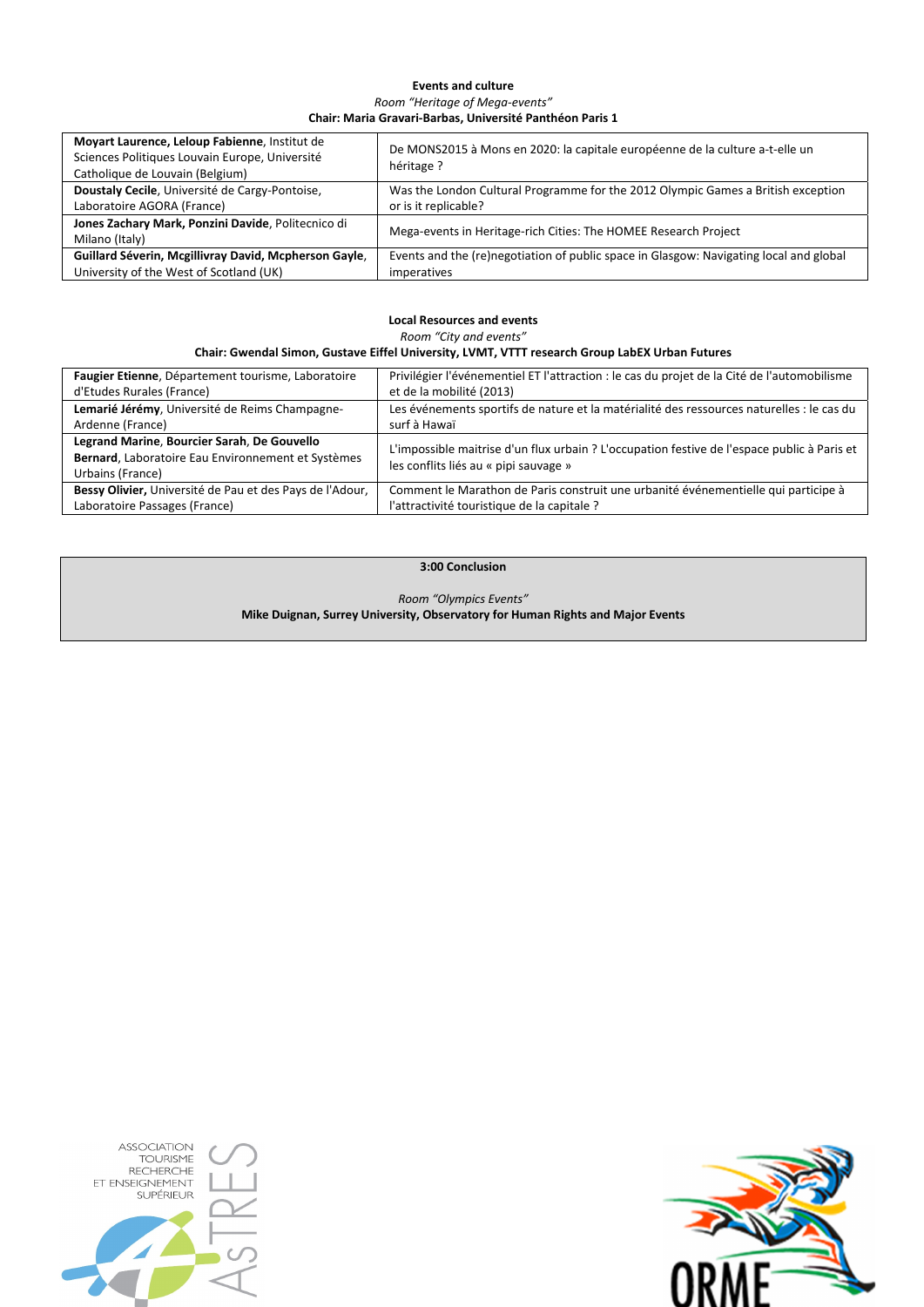**Events and culture**

*Room "Heritage of Mega-events"*

**Chair: Maria Gravari-Barbas, Université Panthéon Paris 1**

| | |
|---|---|
| **Moyart Laurence, Leloup Fabienne**, Institut de Sciences Politiques Louvain Europe, Université Catholique de Louvain (Belgium) | De MONS2015 à Mons en 2020: la capitale européenne de la culture a-t-elle un héritage ? |
| **Doustaly Cecile**, Université de Cargy-Pontoise, Laboratoire AGORA (France) | Was the London Cultural Programme for the 2012 Olympic Games a British exception or is it replicable? |
| **Jones Zachary Mark, Ponzini Davide**, Politecnico di Milano (Italy) | Mega-events in Heritage-rich Cities: The HOMEE Research Project |
| **Guillard Séverin, Mcgillivray David, Mcpherson Gayle**, University of the West of Scotland (UK) | Events and the (re)negotiation of public space in Glasgow: Navigating local and global imperatives |

**Local Resources and events**

*Room "City and events"*

**Chair: Gwendal Simon, Gustave Eiffel University, LVMT, VTTT research Group LabEX Urban Futures**

| | |
|---|---|
| **Faugier Etienne**, Département tourisme, Laboratoire d'Etudes Rurales (France) | Privilégier l'événementiel ET l'attraction : le cas du projet de la Cité de l'automobilisme et de la mobilité (2013) |
| **Lemarié Jérémy**, Université de Reims Champagne-Ardenne (France) | Les événements sportifs de nature et la matérialité des ressources naturelles : le cas du surf à Hawaï |
| **Legrand Marine**, **Bourcier Sarah**, **De Gouvello Bernard**, Laboratoire Eau Environnement et Systèmes Urbains (France) | L'impossible maitrise d'un flux urbain ? L'occupation festive de l'espace public à Paris et les conflits liés au « pipi sauvage » |
| **Bessy Olivier,** Université de Pau et des Pays de l'Adour, Laboratoire Passages (France) | Comment le Marathon de Paris construit une urbanité événementielle qui participe à l'attractivité touristique de la capitale ? |

**3:00 Conclusion**

*Room "Olympics Events"*

**Mike Duignan, Surrey University, Observatory for Human Rights and Major Events**

ASSOCIATION
TOURISME
RECHERCHE
ET ENSEIGNEMENT
SUPÉRIEUR

ASTRES

ORME